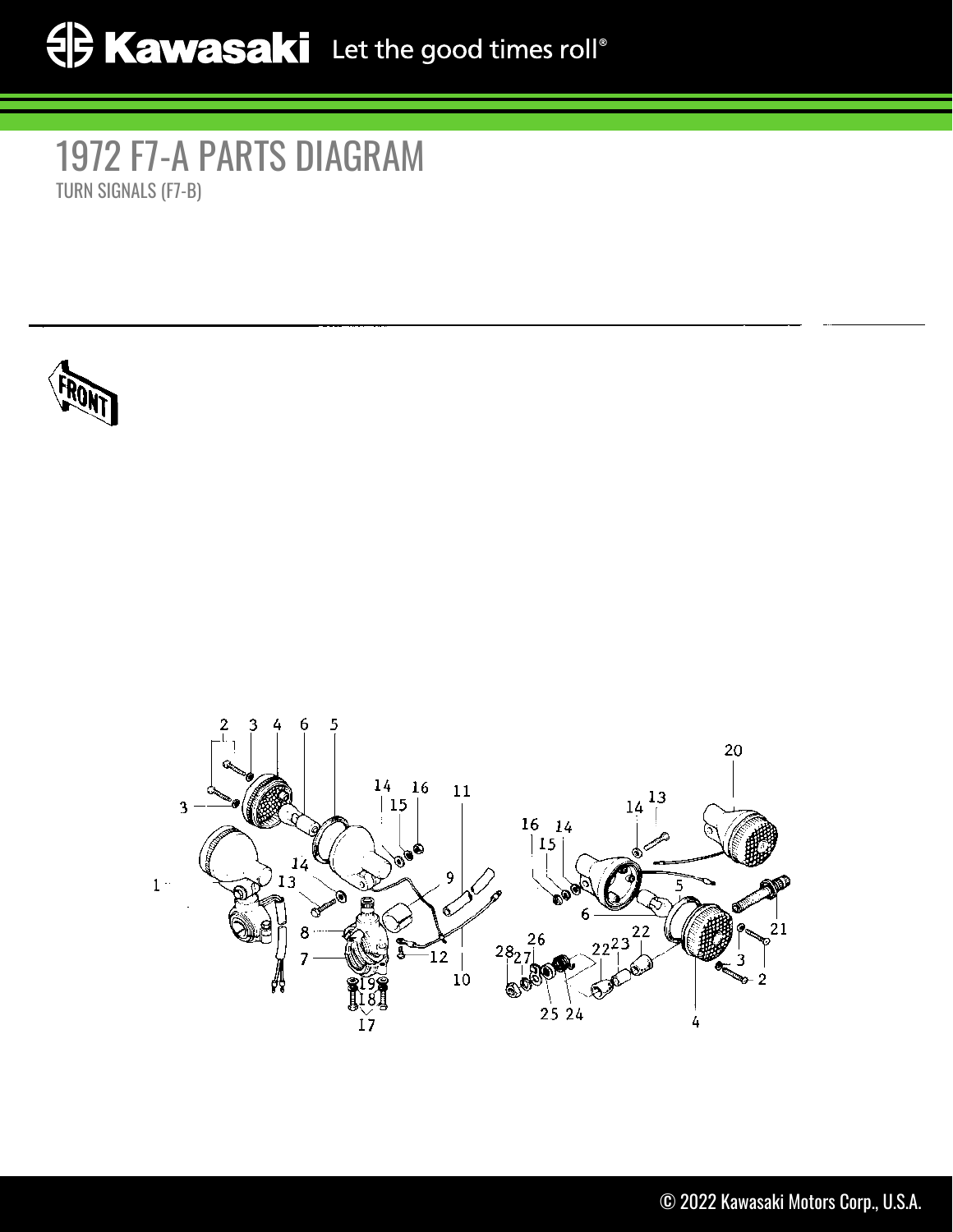# 1972 F7-A PARTS DIAGRAM

TURN SIGNALS (F7-B)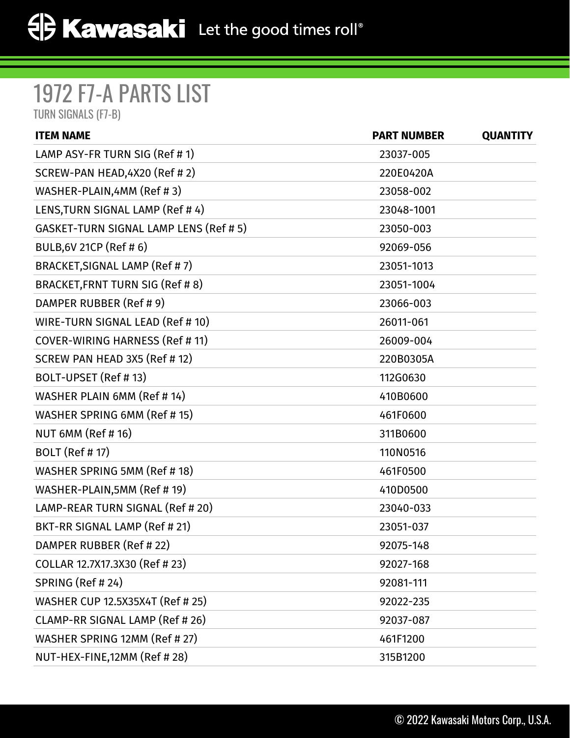# 1972 F7-A PARTS LIST

TURN SIGNALS (F7-B)

| ITEM NAME | PART NUMBER | QUANTITY |
|---|---|---|
| LAMP ASY-FR TURN SIG (Ref # 1) | 23037-005 | |
| SCREW-PAN HEAD,4X20 (Ref # 2) | 220E0420A | |
| WASHER-PLAIN,4MM (Ref # 3) | 23058-002 | |
| LENS,TURN SIGNAL LAMP (Ref # 4) | 23048-1001 | |
| GASKET-TURN SIGNAL LAMP LENS (Ref # 5) | 23050-003 | |
| BULB,6V 21CP (Ref # 6) | 92069-056 | |
| BRACKET,SIGNAL LAMP (Ref # 7) | 23051-1013 | |
| BRACKET,FRNT TURN SIG (Ref # 8) | 23051-1004 | |
| DAMPER RUBBER (Ref # 9) | 23066-003 | |
| WIRE-TURN SIGNAL LEAD (Ref # 10) | 26011-061 | |
| COVER-WIRING HARNESS (Ref # 11) | 26009-004 | |
| SCREW PAN HEAD 3X5 (Ref # 12) | 220B0305A | |
| BOLT-UPSET (Ref # 13) | 112G0630 | |
| WASHER PLAIN 6MM (Ref # 14) | 410B0600 | |
| WASHER SPRING 6MM (Ref # 15) | 461F0600 | |
| NUT 6MM (Ref # 16) | 311B0600 | |
| BOLT (Ref # 17) | 110N0516 | |
| WASHER SPRING 5MM (Ref # 18) | 461F0500 | |
| WASHER-PLAIN,5MM (Ref # 19) | 410D0500 | |
| LAMP-REAR TURN SIGNAL (Ref # 20) | 23040-033 | |
| BKT-RR SIGNAL LAMP (Ref # 21) | 23051-037 | |
| DAMPER RUBBER (Ref # 22) | 92075-148 | |
| COLLAR 12.7X17.3X30 (Ref # 23) | 92027-168 | |
| SPRING (Ref # 24) | 92081-111 | |
| WASHER CUP 12.5X35X4T (Ref # 25) | 92022-235 | |
| CLAMP-RR SIGNAL LAMP (Ref # 26) | 92037-087 | |
| WASHER SPRING 12MM (Ref # 27) | 461F1200 | |
| NUT-HEX-FINE,12MM (Ref # 28) | 315B1200 | |